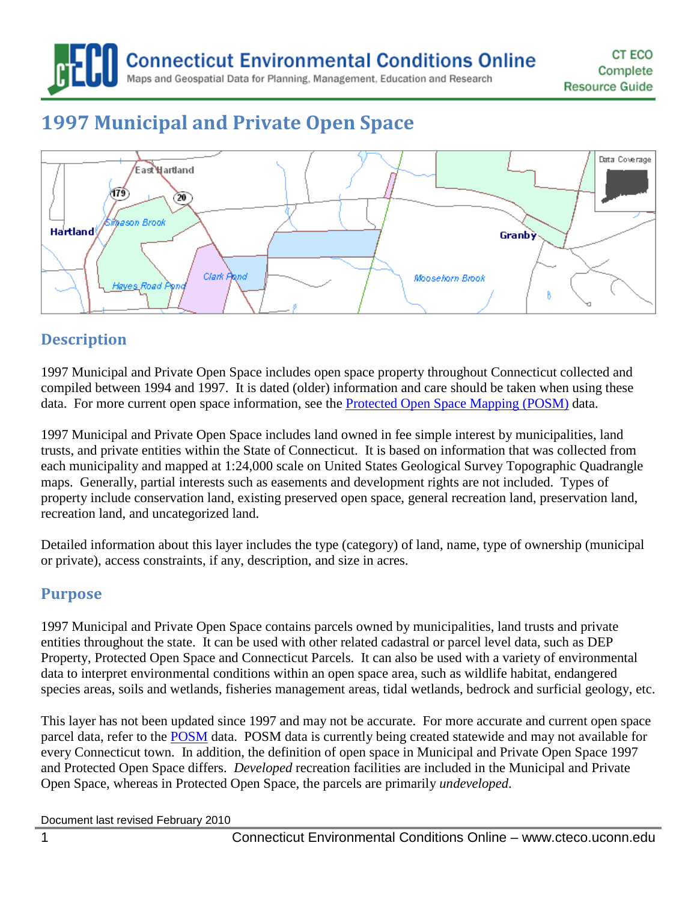# 1997 Municipal and Private Open Space

## Description

1997 Municipal and Private Open Space includes open space property throughout Connecticut collected and compiled between 1994 and 1997. It is dated (older) information and care should be taken when using these data. For more current open space information, see the [Protected Open Space Mapping (POSM)]() data.

1997 Municipal and Private Open Space includes land owned in fee simple interest by municipalities, land trusts, and private entities within the State of Connecticut. It is based on information that was collected from each municipality and mapped at 1:24,000 scale on United States Geological Survey Topographic Quadrangle maps. Generally, partial interests such as easements and development rights are not included. Types of property include conservation land, existing preserved open space, general recreation land, preservation land, recreation land, and uncategorized land.

Detailed information about this layer includes the type (category) of land, name, type of ownership (municipal or private), access constraints, if any, description, and size in acres.

## Purpose

1997 Municipal and Private Open Space contains parcels owned by municipalities, land trusts and private entities throughout the state. It can be used with other related cadastral or parcel level data, such as DEP Property, Protected Open Space and Connecticut Parcels. It can also be used with a variety of environmental data to interpret environmental conditions within an open space area, such as wildlife habitat, endangered species areas, soils and wetlands, fisheries management areas, tidal wetlands, bedrock and surficial geology, etc.

This layer has not been updated since 1997 and may not be accurate. For more accurate and current open space parcel data, refer to the [POSM]() data. POSM data is currently being created statewide and may not available for every Connecticut town. In addition, the definition of open space in Municipal and Private Open Space 1997 and Protected Open Space differs. *Developed* recreation facilities are included in the Municipal and Private Open Space, whereas in Protected Open Space, the parcels are primarily *undeveloped*.

Document last revised February 2010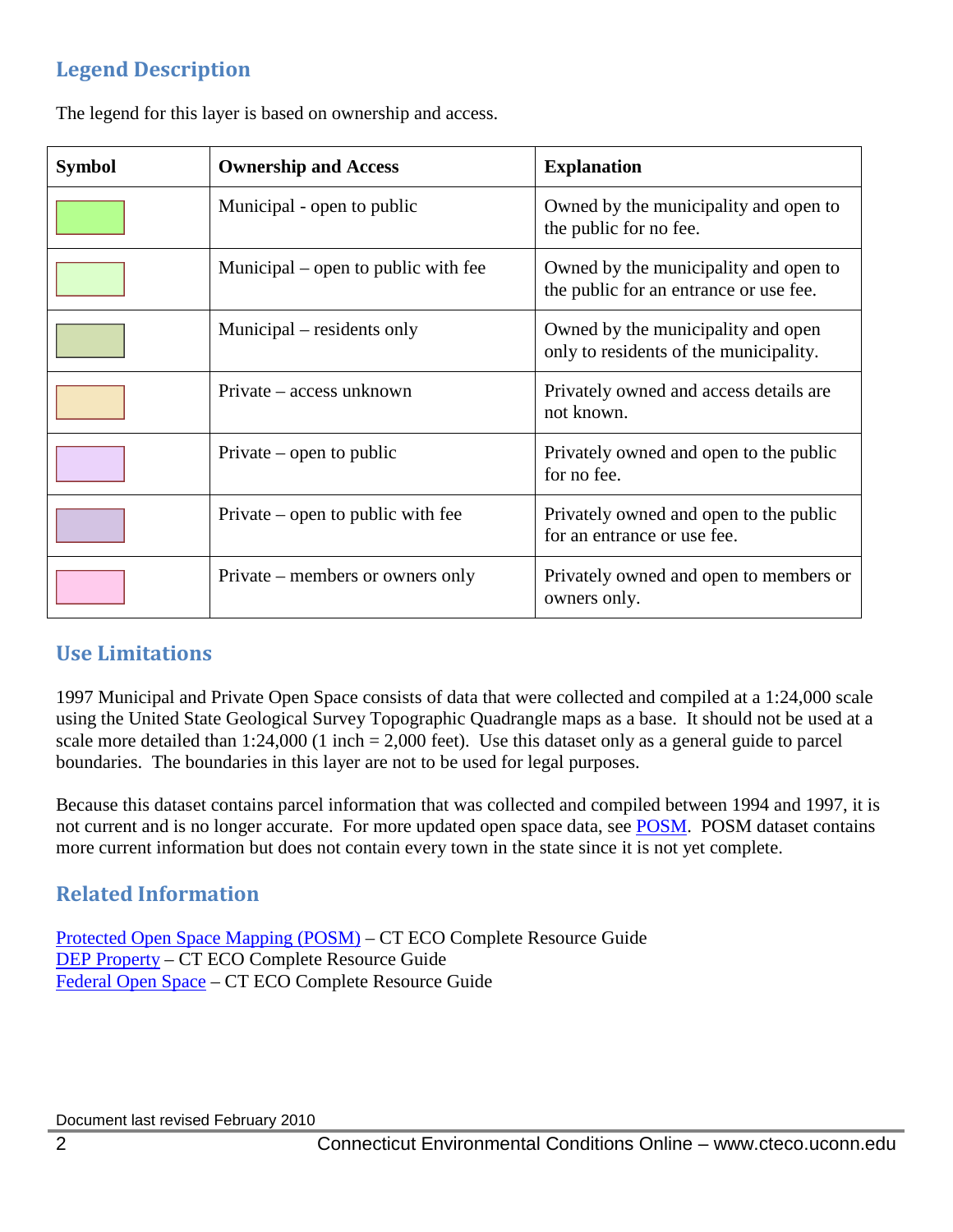## Legend Description

The legend for this layer is based on ownership and access.

| Symbol | Ownership and Access | Explanation |
|---|---|---|
| | Municipal - open to public | Owned by the municipality and open to the public for no fee. |
| | Municipal – open to public with fee | Owned by the municipality and open to the public for an entrance or use fee. |
| | Municipal – residents only | Owned by the municipality and open only to residents of the municipality. |
| | Private – access unknown | Privately owned and access details are not known. |
| | Private – open to public | Privately owned and open to the public for no fee. |
| | Private – open to public with fee | Privately owned and open to the public for an entrance or use fee. |
| | Private – members or owners only | Privately owned and open to members or owners only. |

## Use Limitations

1997 Municipal and Private Open Space consists of data that were collected and compiled at a 1:24,000 scale using the United State Geological Survey Topographic Quadrangle maps as a base. It should not be used at a scale more detailed than 1:24,000 (1 inch = 2,000 feet). Use this dataset only as a general guide to parcel boundaries. The boundaries in this layer are not to be used for legal purposes.

Because this dataset contains parcel information that was collected and compiled between 1994 and 1997, it is not current and is no longer accurate. For more updated open space data, see POSM. POSM dataset contains more current information but does not contain every town in the state since it is not yet complete.

## Related Information

Protected Open Space Mapping (POSM) – CT ECO Complete Resource Guide
DEP Property – CT ECO Complete Resource Guide
Federal Open Space – CT ECO Complete Resource Guide

Document last revised February 2010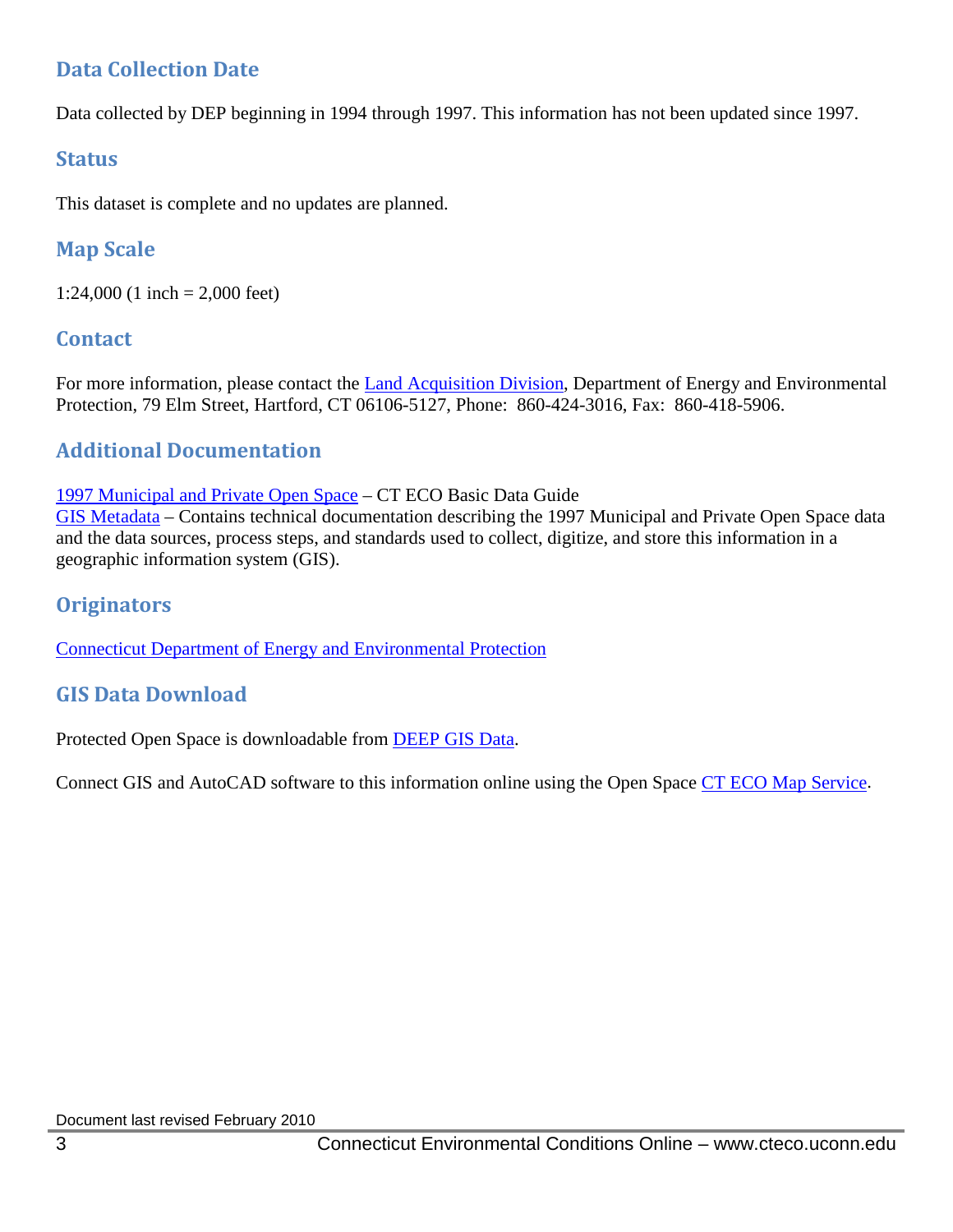## Data Collection Date

Data collected by DEP beginning in 1994 through 1997. This information has not been updated since 1997.

## Status

This dataset is complete and no updates are planned.

## Map Scale

1:24,000 (1 inch = 2,000 feet)

## Contact

For more information, please contact the Land Acquisition Division, Department of Energy and Environmental Protection, 79 Elm Street, Hartford, CT 06106-5127, Phone: 860-424-3016, Fax: 860-418-5906.

## Additional Documentation

1997 Municipal and Private Open Space – CT ECO Basic Data Guide
GIS Metadata – Contains technical documentation describing the 1997 Municipal and Private Open Space data and the data sources, process steps, and standards used to collect, digitize, and store this information in a geographic information system (GIS).

## Originators

Connecticut Department of Energy and Environmental Protection

## GIS Data Download

Protected Open Space is downloadable from DEEP GIS Data.

Connect GIS and AutoCAD software to this information online using the Open Space CT ECO Map Service.

Document last revised February 2010